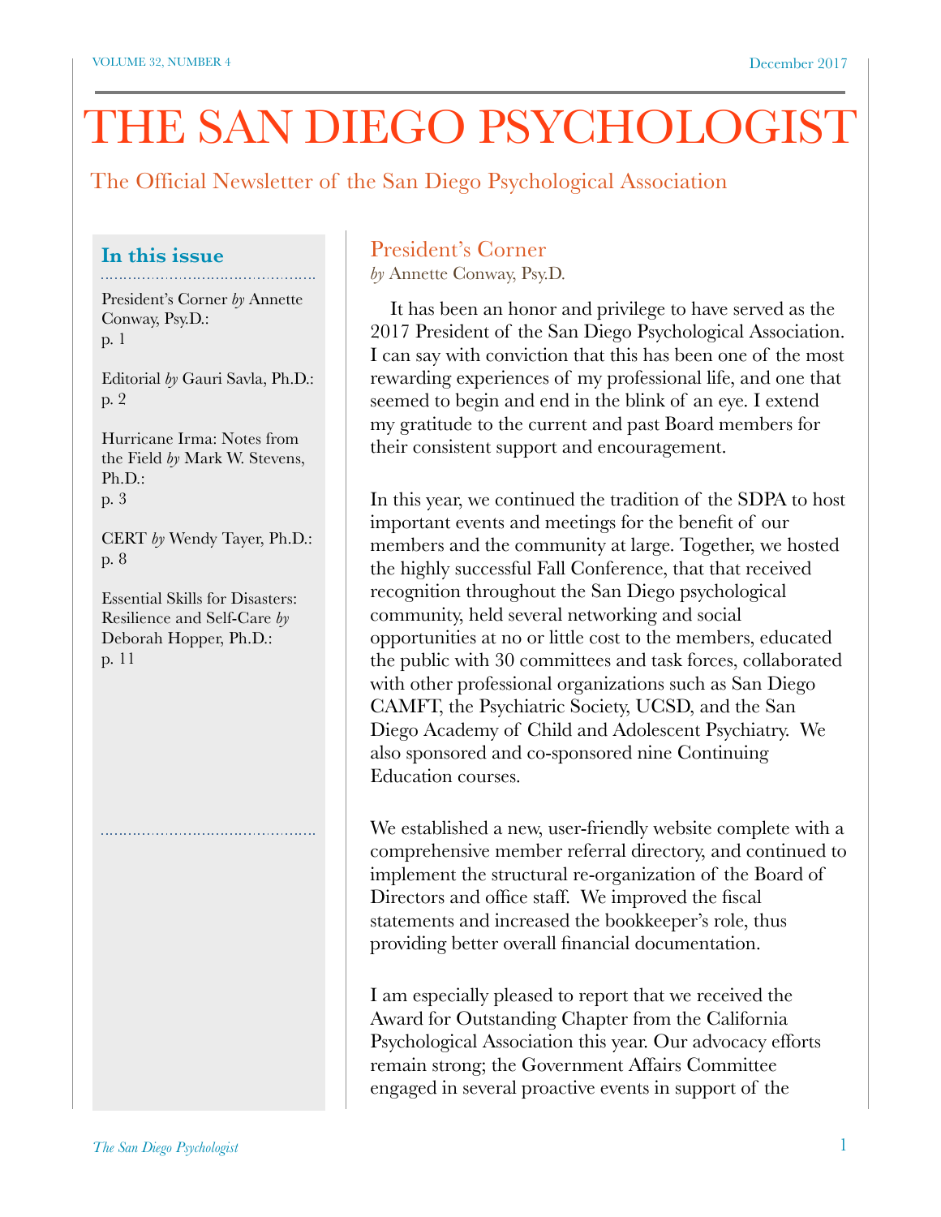# THE SAN DIEGO PSYCHOLOGIST

The Official Newsletter of the San Diego Psychological Association

**In this issue**

President's Corner *by* Annette Conway, Psy.D.: p. 1

Editorial *by* Gauri Savla, Ph.D.: p. 2

Hurricane Irma: Notes from the Field *by* Mark W. Stevens, Ph.D.: p. 3

CERT *by* Wendy Tayer, Ph.D.: p. 8

Essential Skills for Disasters: Resilience and Self-Care *by* Deborah Hopper, Ph.D.: p. 11

## President's Corner

*by* Annette Conway, Psy.D.

It has been an honor and privilege to have served as the 2017 President of the San Diego Psychological Association. I can say with conviction that this has been one of the most rewarding experiences of my professional life, and one that seemed to begin and end in the blink of an eye. I extend my gratitude to the current and past Board members for their consistent support and encouragement.

In this year, we continued the tradition of the SDPA to host important events and meetings for the benefit of our members and the community at large. Together, we hosted the highly successful Fall Conference, that that received recognition throughout the San Diego psychological community, held several networking and social opportunities at no or little cost to the members, educated the public with 30 committees and task forces, collaborated with other professional organizations such as San Diego CAMFT, the Psychiatric Society, UCSD, and the San Diego Academy of Child and Adolescent Psychiatry. We also sponsored and co-sponsored nine Continuing Education courses.

We established a new, user-friendly website complete with a comprehensive member referral directory, and continued to implement the structural re-organization of the Board of Directors and office staff. We improved the fiscal statements and increased the bookkeeper's role, thus providing better overall financial documentation.

I am especially pleased to report that we received the Award for Outstanding Chapter from the California Psychological Association this year. Our advocacy efforts remain strong; the Government Affairs Committee engaged in several proactive events in support of the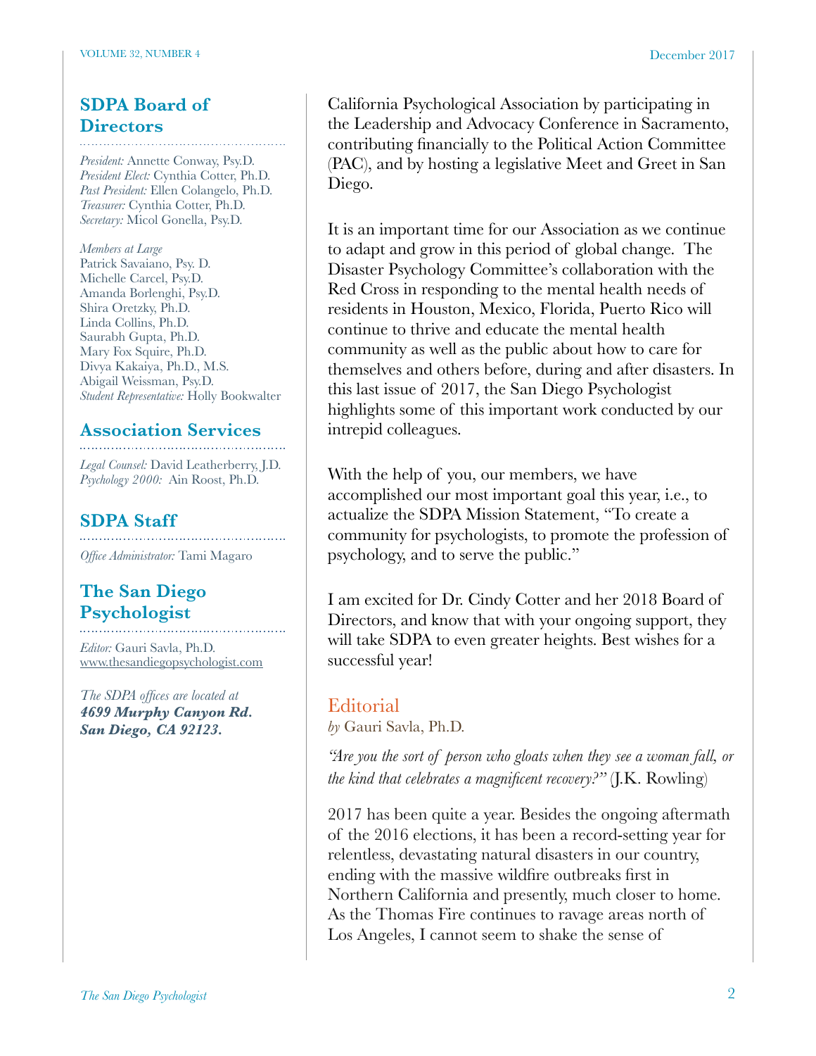## SDPA Board of Directors

*President:* Annette Conway, Psy.D.
*President Elect:* Cynthia Cotter, Ph.D.
*Past President:* Ellen Colangelo, Ph.D.
*Treasurer:* Cynthia Cotter, Ph.D.
*Secretary:* Micol Gonella, Psy.D.

*Members at Large*
Patrick Savaiano, Psy. D.
Michelle Carcel, Psy.D.
Amanda Borlenghi, Psy.D.
Shira Oretzky, Ph.D.
Linda Collins, Ph.D.
Saurabh Gupta, Ph.D.
Mary Fox Squire, Ph.D.
Divya Kakaiya, Ph.D., M.S.
Abigail Weissman, Psy.D.
*Student Representative:* Holly Bookwalter

## Association Services

*Legal Counsel:* David Leatherberry, J.D.
*Psychology 2000:* Ain Roost, Ph.D.

## SDPA Staff

*Office Administrator:* Tami Magaro

## The San Diego Psychologist

*Editor:* Gauri Savla, Ph.D.
www.thesandiegopsychologist.com

*The SDPA offices are located at* ***4699 Murphy Canyon Rd. San Diego, CA 92123.***

California Psychological Association by participating in the Leadership and Advocacy Conference in Sacramento, contributing financially to the Political Action Committee (PAC), and by hosting a legislative Meet and Greet in San Diego.

It is an important time for our Association as we continue to adapt and grow in this period of global change. The Disaster Psychology Committee's collaboration with the Red Cross in responding to the mental health needs of residents in Houston, Mexico, Florida, Puerto Rico will continue to thrive and educate the mental health community as well as the public about how to care for themselves and others before, during and after disasters. In this last issue of 2017, the San Diego Psychologist highlights some of this important work conducted by our intrepid colleagues.

With the help of you, our members, we have accomplished our most important goal this year, i.e., to actualize the SDPA Mission Statement, "To create a community for psychologists, to promote the profession of psychology, and to serve the public."

I am excited for Dr. Cindy Cotter and her 2018 Board of Directors, and know that with your ongoing support, they will take SDPA to even greater heights. Best wishes for a successful year!

## Editorial

*by* Gauri Savla, Ph.D.

*"Are you the sort of person who gloats when they see a woman fall, or the kind that celebrates a magnificent recovery?"* (J.K. Rowling)

2017 has been quite a year. Besides the ongoing aftermath of the 2016 elections, it has been a record-setting year for relentless, devastating natural disasters in our country, ending with the massive wildfire outbreaks first in Northern California and presently, much closer to home. As the Thomas Fire continues to ravage areas north of Los Angeles, I cannot seem to shake the sense of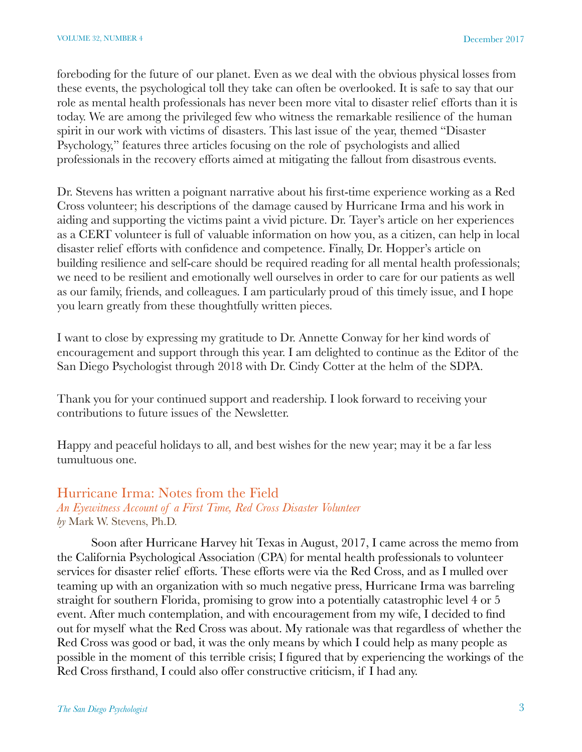foreboding for the future of our planet. Even as we deal with the obvious physical losses from these events, the psychological toll they take can often be overlooked. It is safe to say that our role as mental health professionals has never been more vital to disaster relief efforts than it is today. We are among the privileged few who witness the remarkable resilience of the human spirit in our work with victims of disasters. This last issue of the year, themed "Disaster Psychology," features three articles focusing on the role of psychologists and allied professionals in the recovery efforts aimed at mitigating the fallout from disastrous events.

Dr. Stevens has written a poignant narrative about his first-time experience working as a Red Cross volunteer; his descriptions of the damage caused by Hurricane Irma and his work in aiding and supporting the victims paint a vivid picture. Dr. Tayer's article on her experiences as a CERT volunteer is full of valuable information on how you, as a citizen, can help in local disaster relief efforts with confidence and competence. Finally, Dr. Hopper's article on building resilience and self-care should be required reading for all mental health professionals; we need to be resilient and emotionally well ourselves in order to care for our patients as well as our family, friends, and colleagues. I am particularly proud of this timely issue, and I hope you learn greatly from these thoughtfully written pieces.

I want to close by expressing my gratitude to Dr. Annette Conway for her kind words of encouragement and support through this year. I am delighted to continue as the Editor of the San Diego Psychologist through 2018 with Dr. Cindy Cotter at the helm of the SDPA.

Thank you for your continued support and readership. I look forward to receiving your contributions to future issues of the Newsletter.

Happy and peaceful holidays to all, and best wishes for the new year; may it be a far less tumultuous one.

## Hurricane Irma: Notes from the Field

*An Eyewitness Account of a First Time, Red Cross Disaster Volunteer*

*by* Mark W. Stevens, Ph.D.

Soon after Hurricane Harvey hit Texas in August, 2017, I came across the memo from the California Psychological Association (CPA) for mental health professionals to volunteer services for disaster relief efforts. These efforts were via the Red Cross, and as I mulled over teaming up with an organization with so much negative press, Hurricane Irma was barreling straight for southern Florida, promising to grow into a potentially catastrophic level 4 or 5 event. After much contemplation, and with encouragement from my wife, I decided to find out for myself what the Red Cross was about. My rationale was that regardless of whether the Red Cross was good or bad, it was the only means by which I could help as many people as possible in the moment of this terrible crisis; I figured that by experiencing the workings of the Red Cross firsthand, I could also offer constructive criticism, if I had any.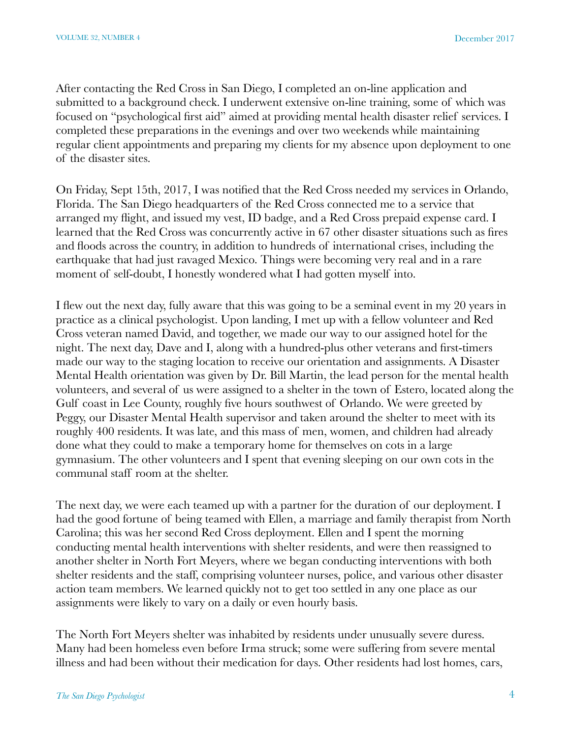After contacting the Red Cross in San Diego, I completed an on-line application and submitted to a background check. I underwent extensive on-line training, some of which was focused on "psychological first aid" aimed at providing mental health disaster relief services. I completed these preparations in the evenings and over two weekends while maintaining regular client appointments and preparing my clients for my absence upon deployment to one of the disaster sites.

On Friday, Sept 15th, 2017, I was notified that the Red Cross needed my services in Orlando, Florida. The San Diego headquarters of the Red Cross connected me to a service that arranged my flight, and issued my vest, ID badge, and a Red Cross prepaid expense card. I learned that the Red Cross was concurrently active in 67 other disaster situations such as fires and floods across the country, in addition to hundreds of international crises, including the earthquake that had just ravaged Mexico. Things were becoming very real and in a rare moment of self-doubt, I honestly wondered what I had gotten myself into.

I flew out the next day, fully aware that this was going to be a seminal event in my 20 years in practice as a clinical psychologist. Upon landing, I met up with a fellow volunteer and Red Cross veteran named David, and together, we made our way to our assigned hotel for the night. The next day, Dave and I, along with a hundred-plus other veterans and first-timers made our way to the staging location to receive our orientation and assignments. A Disaster Mental Health orientation was given by Dr. Bill Martin, the lead person for the mental health volunteers, and several of us were assigned to a shelter in the town of Estero, located along the Gulf coast in Lee County, roughly five hours southwest of Orlando. We were greeted by Peggy, our Disaster Mental Health supervisor and taken around the shelter to meet with its roughly 400 residents. It was late, and this mass of men, women, and children had already done what they could to make a temporary home for themselves on cots in a large gymnasium. The other volunteers and I spent that evening sleeping on our own cots in the communal staff room at the shelter.

The next day, we were each teamed up with a partner for the duration of our deployment. I had the good fortune of being teamed with Ellen, a marriage and family therapist from North Carolina; this was her second Red Cross deployment. Ellen and I spent the morning conducting mental health interventions with shelter residents, and were then reassigned to another shelter in North Fort Meyers, where we began conducting interventions with both shelter residents and the staff, comprising volunteer nurses, police, and various other disaster action team members. We learned quickly not to get too settled in any one place as our assignments were likely to vary on a daily or even hourly basis.

The North Fort Meyers shelter was inhabited by residents under unusually severe duress. Many had been homeless even before Irma struck; some were suffering from severe mental illness and had been without their medication for days. Other residents had lost homes, cars,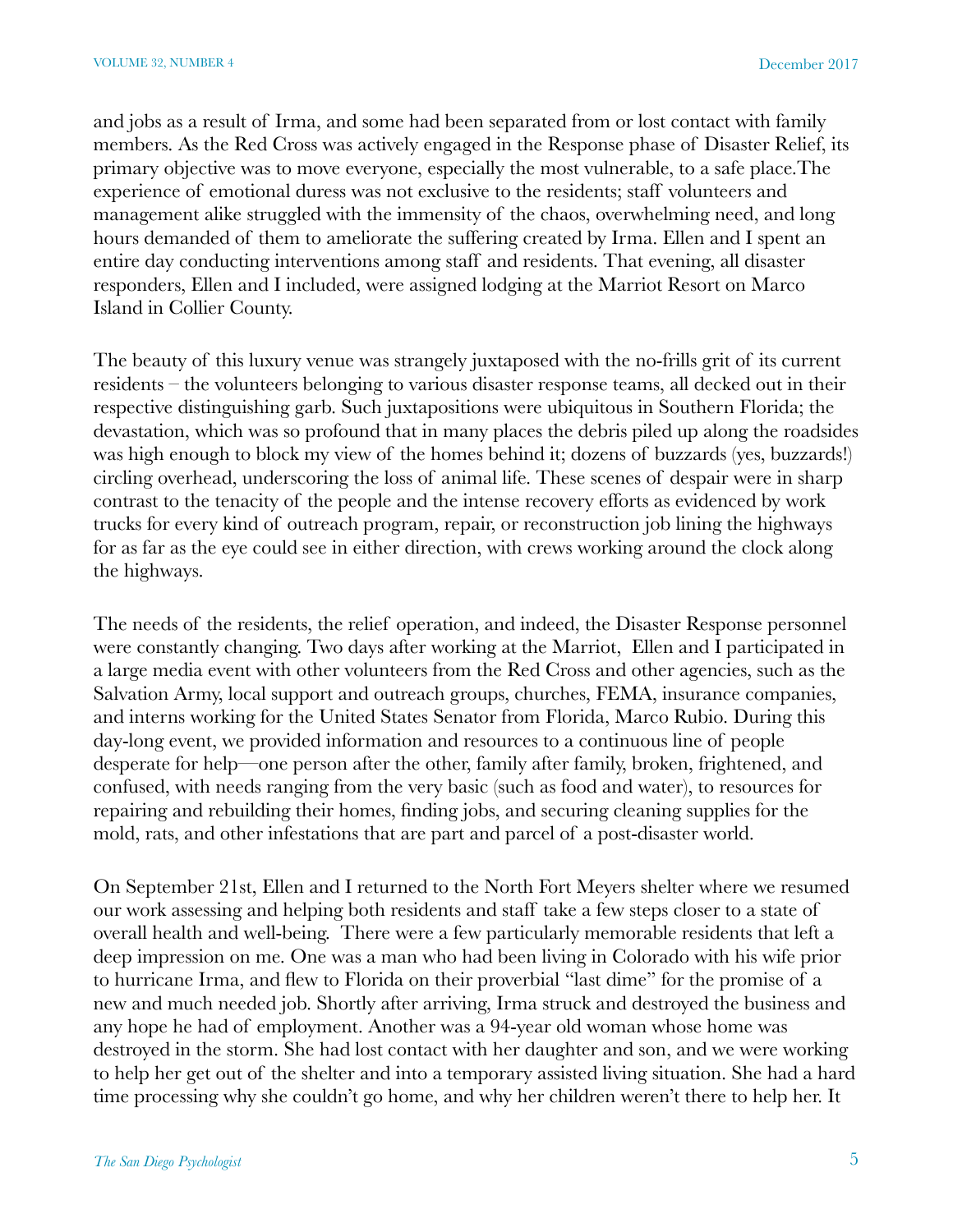and jobs as a result of Irma, and some had been separated from or lost contact with family members. As the Red Cross was actively engaged in the Response phase of Disaster Relief, its primary objective was to move everyone, especially the most vulnerable, to a safe place.The experience of emotional duress was not exclusive to the residents; staff volunteers and management alike struggled with the immensity of the chaos, overwhelming need, and long hours demanded of them to ameliorate the suffering created by Irma. Ellen and I spent an entire day conducting interventions among staff and residents. That evening, all disaster responders, Ellen and I included, were assigned lodging at the Marriot Resort on Marco Island in Collier County.

The beauty of this luxury venue was strangely juxtaposed with the no-frills grit of its current residents – the volunteers belonging to various disaster response teams, all decked out in their respective distinguishing garb. Such juxtapositions were ubiquitous in Southern Florida; the devastation, which was so profound that in many places the debris piled up along the roadsides was high enough to block my view of the homes behind it; dozens of buzzards (yes, buzzards!) circling overhead, underscoring the loss of animal life. These scenes of despair were in sharp contrast to the tenacity of the people and the intense recovery efforts as evidenced by work trucks for every kind of outreach program, repair, or reconstruction job lining the highways for as far as the eye could see in either direction, with crews working around the clock along the highways.

The needs of the residents, the relief operation, and indeed, the Disaster Response personnel were constantly changing. Two days after working at the Marriot, Ellen and I participated in a large media event with other volunteers from the Red Cross and other agencies, such as the Salvation Army, local support and outreach groups, churches, FEMA, insurance companies, and interns working for the United States Senator from Florida, Marco Rubio. During this day-long event, we provided information and resources to a continuous line of people desperate for help—one person after the other, family after family, broken, frightened, and confused, with needs ranging from the very basic (such as food and water), to resources for repairing and rebuilding their homes, finding jobs, and securing cleaning supplies for the mold, rats, and other infestations that are part and parcel of a post-disaster world.

On September 21st, Ellen and I returned to the North Fort Meyers shelter where we resumed our work assessing and helping both residents and staff take a few steps closer to a state of overall health and well-being. There were a few particularly memorable residents that left a deep impression on me. One was a man who had been living in Colorado with his wife prior to hurricane Irma, and flew to Florida on their proverbial "last dime" for the promise of a new and much needed job. Shortly after arriving, Irma struck and destroyed the business and any hope he had of employment. Another was a 94-year old woman whose home was destroyed in the storm. She had lost contact with her daughter and son, and we were working to help her get out of the shelter and into a temporary assisted living situation. She had a hard time processing why she couldn't go home, and why her children weren't there to help her. It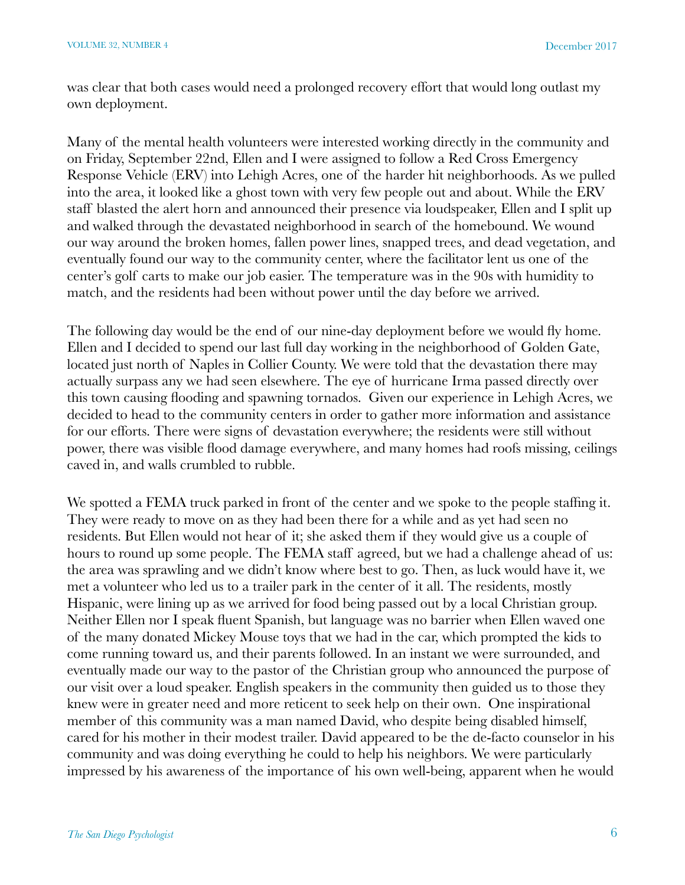was clear that both cases would need a prolonged recovery effort that would long outlast my own deployment.

Many of the mental health volunteers were interested working directly in the community and on Friday, September 22nd, Ellen and I were assigned to follow a Red Cross Emergency Response Vehicle (ERV) into Lehigh Acres, one of the harder hit neighborhoods. As we pulled into the area, it looked like a ghost town with very few people out and about. While the ERV staff blasted the alert horn and announced their presence via loudspeaker, Ellen and I split up and walked through the devastated neighborhood in search of the homebound. We wound our way around the broken homes, fallen power lines, snapped trees, and dead vegetation, and eventually found our way to the community center, where the facilitator lent us one of the center's golf carts to make our job easier. The temperature was in the 90s with humidity to match, and the residents had been without power until the day before we arrived.

The following day would be the end of our nine-day deployment before we would fly home. Ellen and I decided to spend our last full day working in the neighborhood of Golden Gate, located just north of Naples in Collier County. We were told that the devastation there may actually surpass any we had seen elsewhere. The eye of hurricane Irma passed directly over this town causing flooding and spawning tornados. Given our experience in Lehigh Acres, we decided to head to the community centers in order to gather more information and assistance for our efforts. There were signs of devastation everywhere; the residents were still without power, there was visible flood damage everywhere, and many homes had roofs missing, ceilings caved in, and walls crumbled to rubble.

We spotted a FEMA truck parked in front of the center and we spoke to the people staffing it. They were ready to move on as they had been there for a while and as yet had seen no residents. But Ellen would not hear of it; she asked them if they would give us a couple of hours to round up some people. The FEMA staff agreed, but we had a challenge ahead of us: the area was sprawling and we didn't know where best to go. Then, as luck would have it, we met a volunteer who led us to a trailer park in the center of it all. The residents, mostly Hispanic, were lining up as we arrived for food being passed out by a local Christian group. Neither Ellen nor I speak fluent Spanish, but language was no barrier when Ellen waved one of the many donated Mickey Mouse toys that we had in the car, which prompted the kids to come running toward us, and their parents followed. In an instant we were surrounded, and eventually made our way to the pastor of the Christian group who announced the purpose of our visit over a loud speaker. English speakers in the community then guided us to those they knew were in greater need and more reticent to seek help on their own. One inspirational member of this community was a man named David, who despite being disabled himself, cared for his mother in their modest trailer. David appeared to be the de-facto counselor in his community and was doing everything he could to help his neighbors. We were particularly impressed by his awareness of the importance of his own well-being, apparent when he would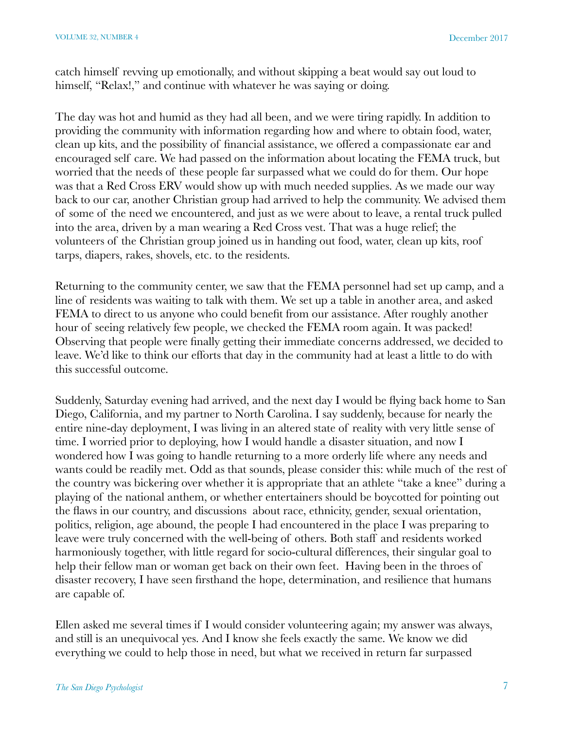catch himself revving up emotionally, and without skipping a beat would say out loud to himself, "Relax!," and continue with whatever he was saying or doing.

The day was hot and humid as they had all been, and we were tiring rapidly. In addition to providing the community with information regarding how and where to obtain food, water, clean up kits, and the possibility of financial assistance, we offered a compassionate ear and encouraged self care. We had passed on the information about locating the FEMA truck, but worried that the needs of these people far surpassed what we could do for them. Our hope was that a Red Cross ERV would show up with much needed supplies. As we made our way back to our car, another Christian group had arrived to help the community. We advised them of some of the need we encountered, and just as we were about to leave, a rental truck pulled into the area, driven by a man wearing a Red Cross vest. That was a huge relief; the volunteers of the Christian group joined us in handing out food, water, clean up kits, roof tarps, diapers, rakes, shovels, etc. to the residents.

Returning to the community center, we saw that the FEMA personnel had set up camp, and a line of residents was waiting to talk with them. We set up a table in another area, and asked FEMA to direct to us anyone who could benefit from our assistance. After roughly another hour of seeing relatively few people, we checked the FEMA room again. It was packed! Observing that people were finally getting their immediate concerns addressed, we decided to leave. We'd like to think our efforts that day in the community had at least a little to do with this successful outcome.

Suddenly, Saturday evening had arrived, and the next day I would be flying back home to San Diego, California, and my partner to North Carolina. I say suddenly, because for nearly the entire nine-day deployment, I was living in an altered state of reality with very little sense of time. I worried prior to deploying, how I would handle a disaster situation, and now I wondered how I was going to handle returning to a more orderly life where any needs and wants could be readily met. Odd as that sounds, please consider this: while much of the rest of the country was bickering over whether it is appropriate that an athlete "take a knee" during a playing of the national anthem, or whether entertainers should be boycotted for pointing out the flaws in our country, and discussions about race, ethnicity, gender, sexual orientation, politics, religion, age abound, the people I had encountered in the place I was preparing to leave were truly concerned with the well-being of others. Both staff and residents worked harmoniously together, with little regard for socio-cultural differences, their singular goal to help their fellow man or woman get back on their own feet. Having been in the throes of disaster recovery, I have seen firsthand the hope, determination, and resilience that humans are capable of.

Ellen asked me several times if I would consider volunteering again; my answer was always, and still is an unequivocal yes. And I know she feels exactly the same. We know we did everything we could to help those in need, but what we received in return far surpassed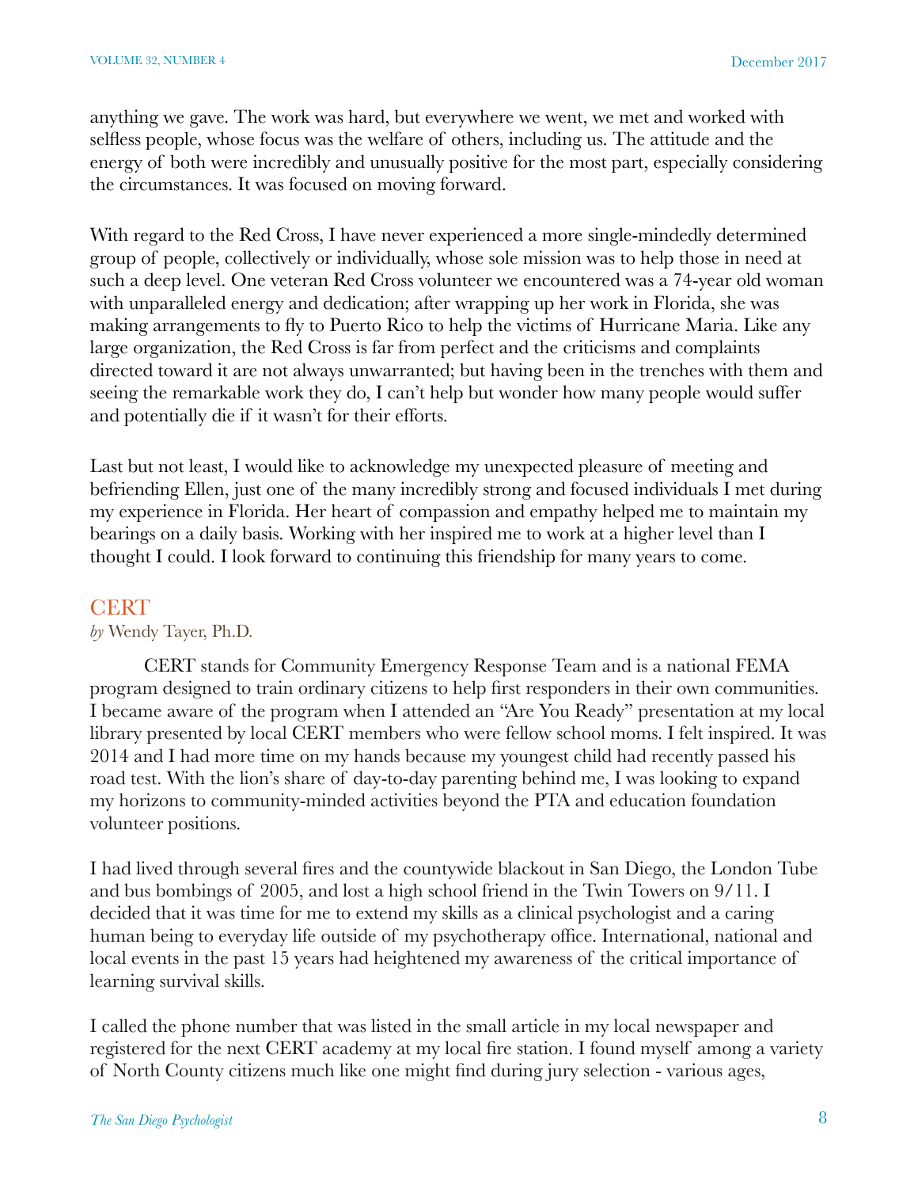anything we gave. The work was hard, but everywhere we went, we met and worked with selfless people, whose focus was the welfare of others, including us. The attitude and the energy of both were incredibly and unusually positive for the most part, especially considering the circumstances. It was focused on moving forward.

With regard to the Red Cross, I have never experienced a more single-mindedly determined group of people, collectively or individually, whose sole mission was to help those in need at such a deep level. One veteran Red Cross volunteer we encountered was a 74-year old woman with unparalleled energy and dedication; after wrapping up her work in Florida, she was making arrangements to fly to Puerto Rico to help the victims of Hurricane Maria. Like any large organization, the Red Cross is far from perfect and the criticisms and complaints directed toward it are not always unwarranted; but having been in the trenches with them and seeing the remarkable work they do, I can't help but wonder how many people would suffer and potentially die if it wasn't for their efforts.

Last but not least, I would like to acknowledge my unexpected pleasure of meeting and befriending Ellen, just one of the many incredibly strong and focused individuals I met during my experience in Florida. Her heart of compassion and empathy helped me to maintain my bearings on a daily basis. Working with her inspired me to work at a higher level than I thought I could. I look forward to continuing this friendship for many years to come.

## CERT

*by* Wendy Tayer, Ph.D.

CERT stands for Community Emergency Response Team and is a national FEMA program designed to train ordinary citizens to help first responders in their own communities. I became aware of the program when I attended an "Are You Ready" presentation at my local library presented by local CERT members who were fellow school moms. I felt inspired. It was 2014 and I had more time on my hands because my youngest child had recently passed his road test. With the lion's share of day-to-day parenting behind me, I was looking to expand my horizons to community-minded activities beyond the PTA and education foundation volunteer positions.

I had lived through several fires and the countywide blackout in San Diego, the London Tube and bus bombings of 2005, and lost a high school friend in the Twin Towers on 9/11. I decided that it was time for me to extend my skills as a clinical psychologist and a caring human being to everyday life outside of my psychotherapy office. International, national and local events in the past 15 years had heightened my awareness of the critical importance of learning survival skills.

I called the phone number that was listed in the small article in my local newspaper and registered for the next CERT academy at my local fire station. I found myself among a variety of North County citizens much like one might find during jury selection - various ages,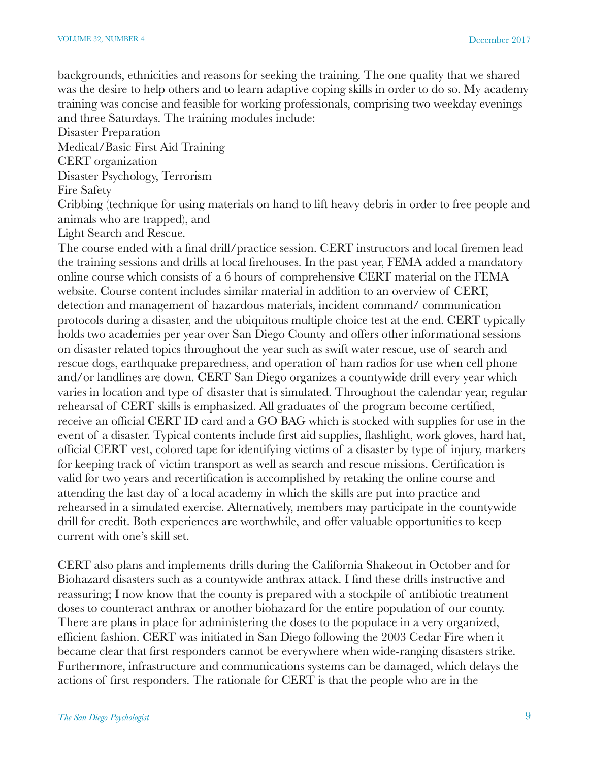backgrounds, ethnicities and reasons for seeking the training. The one quality that we shared was the desire to help others and to learn adaptive coping skills in order to do so. My academy training was concise and feasible for working professionals, comprising two weekday evenings and three Saturdays. The training modules include:

Disaster Preparation
Medical/Basic First Aid Training
CERT organization
Disaster Psychology, Terrorism
Fire Safety
Cribbing (technique for using materials on hand to lift heavy debris in order to free people and animals who are trapped), and
Light Search and Rescue.

The course ended with a final drill/practice session. CERT instructors and local firemen lead the training sessions and drills at local firehouses. In the past year, FEMA added a mandatory online course which consists of a 6 hours of comprehensive CERT material on the FEMA website. Course content includes similar material in addition to an overview of CERT, detection and management of hazardous materials, incident command/ communication protocols during a disaster, and the ubiquitous multiple choice test at the end. CERT typically holds two academies per year over San Diego County and offers other informational sessions on disaster related topics throughout the year such as swift water rescue, use of search and rescue dogs, earthquake preparedness, and operation of ham radios for use when cell phone and/or landlines are down. CERT San Diego organizes a countywide drill every year which varies in location and type of disaster that is simulated. Throughout the calendar year, regular rehearsal of CERT skills is emphasized. All graduates of the program become certified, receive an official CERT ID card and a GO BAG which is stocked with supplies for use in the event of a disaster. Typical contents include first aid supplies, flashlight, work gloves, hard hat, official CERT vest, colored tape for identifying victims of a disaster by type of injury, markers for keeping track of victim transport as well as search and rescue missions. Certification is valid for two years and recertification is accomplished by retaking the online course and attending the last day of a local academy in which the skills are put into practice and rehearsed in a simulated exercise. Alternatively, members may participate in the countywide drill for credit. Both experiences are worthwhile, and offer valuable opportunities to keep current with one's skill set.

CERT also plans and implements drills during the California Shakeout in October and for Biohazard disasters such as a countywide anthrax attack. I find these drills instructive and reassuring; I now know that the county is prepared with a stockpile of antibiotic treatment doses to counteract anthrax or another biohazard for the entire population of our county. There are plans in place for administering the doses to the populace in a very organized, efficient fashion. CERT was initiated in San Diego following the 2003 Cedar Fire when it became clear that first responders cannot be everywhere when wide-ranging disasters strike. Furthermore, infrastructure and communications systems can be damaged, which delays the actions of first responders. The rationale for CERT is that the people who are in the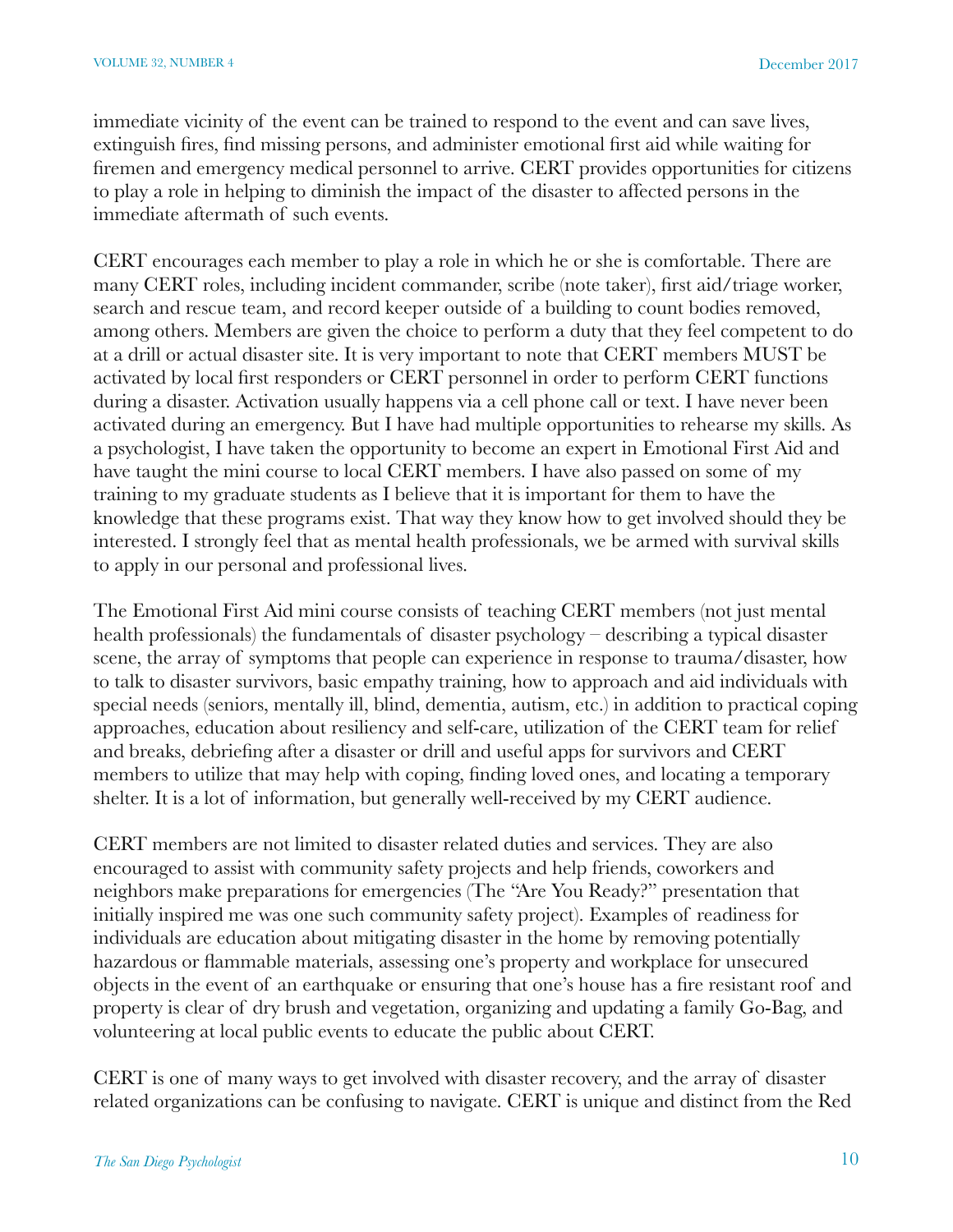immediate vicinity of the event can be trained to respond to the event and can save lives, extinguish fires, find missing persons, and administer emotional first aid while waiting for firemen and emergency medical personnel to arrive. CERT provides opportunities for citizens to play a role in helping to diminish the impact of the disaster to affected persons in the immediate aftermath of such events.

CERT encourages each member to play a role in which he or she is comfortable. There are many CERT roles, including incident commander, scribe (note taker), first aid/triage worker, search and rescue team, and record keeper outside of a building to count bodies removed, among others. Members are given the choice to perform a duty that they feel competent to do at a drill or actual disaster site. It is very important to note that CERT members MUST be activated by local first responders or CERT personnel in order to perform CERT functions during a disaster. Activation usually happens via a cell phone call or text. I have never been activated during an emergency. But I have had multiple opportunities to rehearse my skills. As a psychologist, I have taken the opportunity to become an expert in Emotional First Aid and have taught the mini course to local CERT members. I have also passed on some of my training to my graduate students as I believe that it is important for them to have the knowledge that these programs exist. That way they know how to get involved should they be interested. I strongly feel that as mental health professionals, we be armed with survival skills to apply in our personal and professional lives.

The Emotional First Aid mini course consists of teaching CERT members (not just mental health professionals) the fundamentals of disaster psychology – describing a typical disaster scene, the array of symptoms that people can experience in response to trauma/disaster, how to talk to disaster survivors, basic empathy training, how to approach and aid individuals with special needs (seniors, mentally ill, blind, dementia, autism, etc.) in addition to practical coping approaches, education about resiliency and self-care, utilization of the CERT team for relief and breaks, debriefing after a disaster or drill and useful apps for survivors and CERT members to utilize that may help with coping, finding loved ones, and locating a temporary shelter. It is a lot of information, but generally well-received by my CERT audience.

CERT members are not limited to disaster related duties and services. They are also encouraged to assist with community safety projects and help friends, coworkers and neighbors make preparations for emergencies (The "Are You Ready?" presentation that initially inspired me was one such community safety project). Examples of readiness for individuals are education about mitigating disaster in the home by removing potentially hazardous or flammable materials, assessing one's property and workplace for unsecured objects in the event of an earthquake or ensuring that one's house has a fire resistant roof and property is clear of dry brush and vegetation, organizing and updating a family Go-Bag, and volunteering at local public events to educate the public about CERT.

CERT is one of many ways to get involved with disaster recovery, and the array of disaster related organizations can be confusing to navigate. CERT is unique and distinct from the Red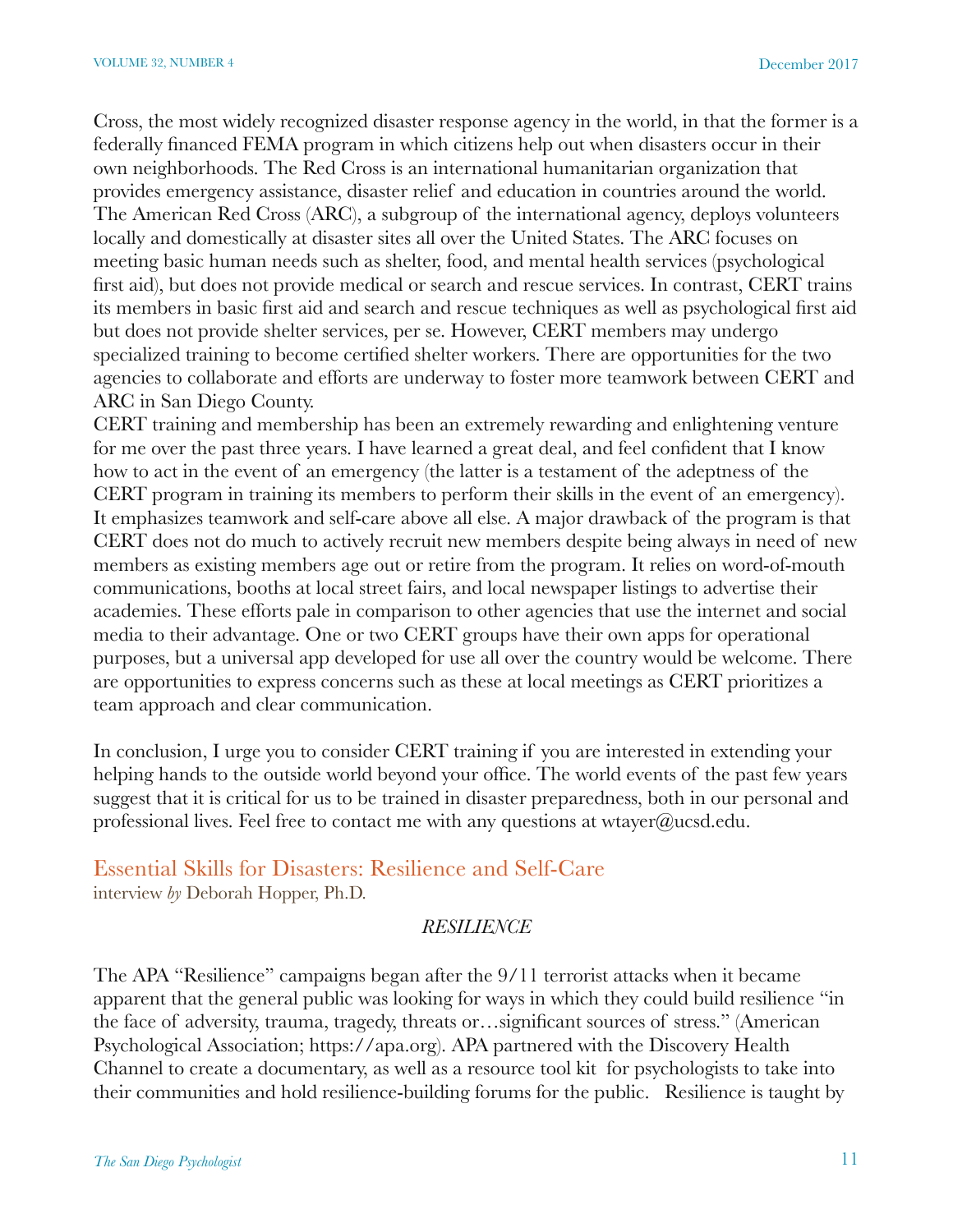Cross, the most widely recognized disaster response agency in the world, in that the former is a federally financed FEMA program in which citizens help out when disasters occur in their own neighborhoods. The Red Cross is an international humanitarian organization that provides emergency assistance, disaster relief and education in countries around the world. The American Red Cross (ARC), a subgroup of the international agency, deploys volunteers locally and domestically at disaster sites all over the United States. The ARC focuses on meeting basic human needs such as shelter, food, and mental health services (psychological first aid), but does not provide medical or search and rescue services. In contrast, CERT trains its members in basic first aid and search and rescue techniques as well as psychological first aid but does not provide shelter services, per se. However, CERT members may undergo specialized training to become certified shelter workers. There are opportunities for the two agencies to collaborate and efforts are underway to foster more teamwork between CERT and ARC in San Diego County.

CERT training and membership has been an extremely rewarding and enlightening venture for me over the past three years. I have learned a great deal, and feel confident that I know how to act in the event of an emergency (the latter is a testament of the adeptness of the CERT program in training its members to perform their skills in the event of an emergency). It emphasizes teamwork and self-care above all else. A major drawback of the program is that CERT does not do much to actively recruit new members despite being always in need of new members as existing members age out or retire from the program. It relies on word-of-mouth communications, booths at local street fairs, and local newspaper listings to advertise their academies. These efforts pale in comparison to other agencies that use the internet and social media to their advantage. One or two CERT groups have their own apps for operational purposes, but a universal app developed for use all over the country would be welcome. There are opportunities to express concerns such as these at local meetings as CERT prioritizes a team approach and clear communication.

In conclusion, I urge you to consider CERT training if you are interested in extending your helping hands to the outside world beyond your office. The world events of the past few years suggest that it is critical for us to be trained in disaster preparedness, both in our personal and professional lives. Feel free to contact me with any questions at wtayer@ucsd.edu.

## Essential Skills for Disasters: Resilience and Self-Care

interview *by* Deborah Hopper, Ph.D.

*RESILIENCE*

The APA "Resilience" campaigns began after the 9/11 terrorist attacks when it became apparent that the general public was looking for ways in which they could build resilience "in the face of adversity, trauma, tragedy, threats or…significant sources of stress." (American Psychological Association; https://apa.org). APA partnered with the Discovery Health Channel to create a documentary, as well as a resource tool kit for psychologists to take into their communities and hold resilience-building forums for the public. Resilience is taught by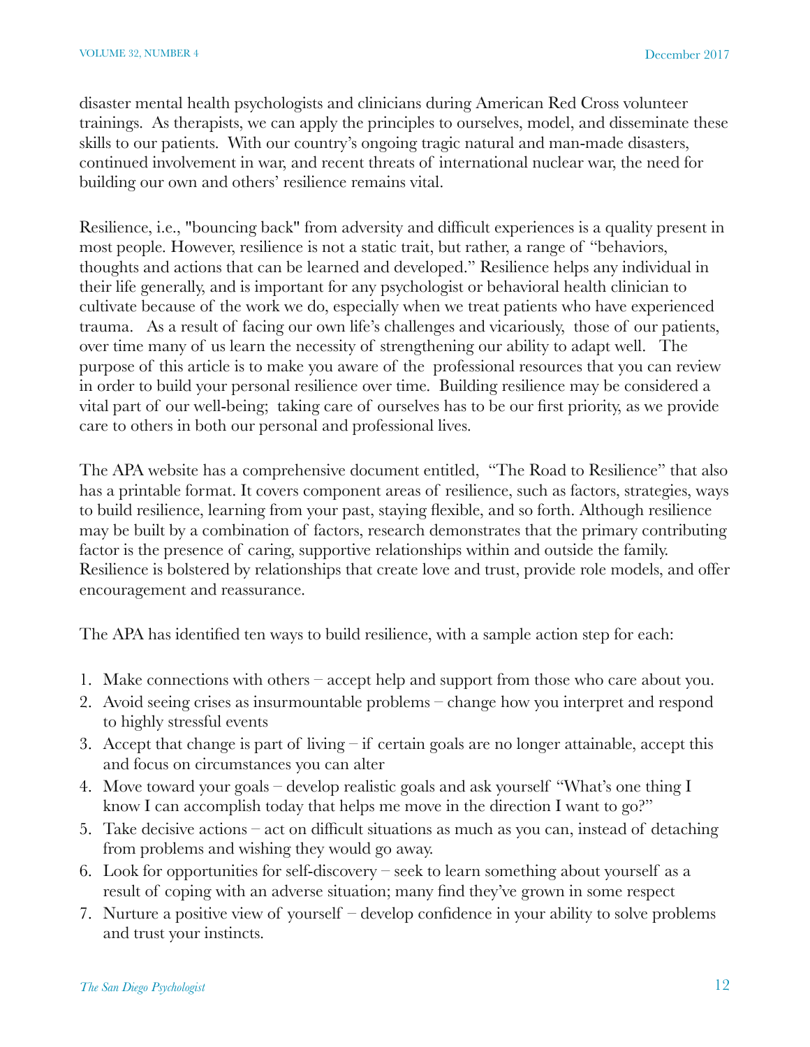disaster mental health psychologists and clinicians during American Red Cross volunteer trainings. As therapists, we can apply the principles to ourselves, model, and disseminate these skills to our patients. With our country's ongoing tragic natural and man-made disasters, continued involvement in war, and recent threats of international nuclear war, the need for building our own and others' resilience remains vital.

Resilience, i.e., "bouncing back" from adversity and difficult experiences is a quality present in most people. However, resilience is not a static trait, but rather, a range of "behaviors, thoughts and actions that can be learned and developed." Resilience helps any individual in their life generally, and is important for any psychologist or behavioral health clinician to cultivate because of the work we do, especially when we treat patients who have experienced trauma. As a result of facing our own life's challenges and vicariously, those of our patients, over time many of us learn the necessity of strengthening our ability to adapt well. The purpose of this article is to make you aware of the professional resources that you can review in order to build your personal resilience over time. Building resilience may be considered a vital part of our well-being; taking care of ourselves has to be our first priority, as we provide care to others in both our personal and professional lives.

The APA website has a comprehensive document entitled, "The Road to Resilience" that also has a printable format. It covers component areas of resilience, such as factors, strategies, ways to build resilience, learning from your past, staying flexible, and so forth. Although resilience may be built by a combination of factors, research demonstrates that the primary contributing factor is the presence of caring, supportive relationships within and outside the family. Resilience is bolstered by relationships that create love and trust, provide role models, and offer encouragement and reassurance.

The APA has identified ten ways to build resilience, with a sample action step for each:

1. Make connections with others – accept help and support from those who care about you.
2. Avoid seeing crises as insurmountable problems – change how you interpret and respond to highly stressful events
3. Accept that change is part of living – if certain goals are no longer attainable, accept this and focus on circumstances you can alter
4. Move toward your goals – develop realistic goals and ask yourself "What's one thing I know I can accomplish today that helps me move in the direction I want to go?"
5. Take decisive actions – act on difficult situations as much as you can, instead of detaching from problems and wishing they would go away.
6. Look for opportunities for self-discovery – seek to learn something about yourself as a result of coping with an adverse situation; many find they've grown in some respect
7. Nurture a positive view of yourself – develop confidence in your ability to solve problems and trust your instincts.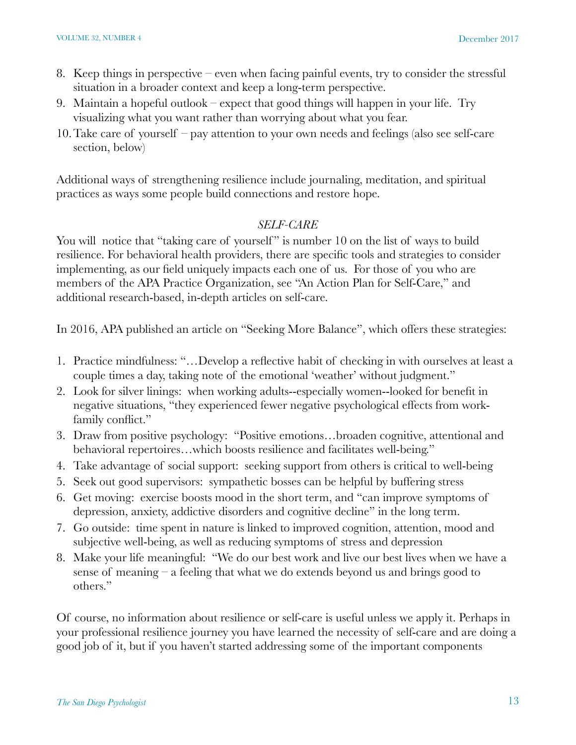8. Keep things in perspective – even when facing painful events, try to consider the stressful situation in a broader context and keep a long-term perspective.
9. Maintain a hopeful outlook – expect that good things will happen in your life. Try visualizing what you want rather than worrying about what you fear.
10. Take care of yourself – pay attention to your own needs and feelings (also see self-care section, below)

Additional ways of strengthening resilience include journaling, meditation, and spiritual practices as ways some people build connections and restore hope.

*SELF-CARE*

You will notice that "taking care of yourself" is number 10 on the list of ways to build resilience. For behavioral health providers, there are specific tools and strategies to consider implementing, as our field uniquely impacts each one of us. For those of you who are members of the APA Practice Organization, see "An Action Plan for Self-Care," and additional research-based, in-depth articles on self-care.

In 2016, APA published an article on "Seeking More Balance", which offers these strategies:

1. Practice mindfulness: "…Develop a reflective habit of checking in with ourselves at least a couple times a day, taking note of the emotional 'weather' without judgment."
2. Look for silver linings: when working adults--especially women--looked for benefit in negative situations, "they experienced fewer negative psychological effects from work-family conflict."
3. Draw from positive psychology: "Positive emotions…broaden cognitive, attentional and behavioral repertoires…which boosts resilience and facilitates well-being."
4. Take advantage of social support: seeking support from others is critical to well-being
5. Seek out good supervisors: sympathetic bosses can be helpful by buffering stress
6. Get moving: exercise boosts mood in the short term, and "can improve symptoms of depression, anxiety, addictive disorders and cognitive decline" in the long term.
7. Go outside: time spent in nature is linked to improved cognition, attention, mood and subjective well-being, as well as reducing symptoms of stress and depression
8. Make your life meaningful: "We do our best work and live our best lives when we have a sense of meaning – a feeling that what we do extends beyond us and brings good to others."

Of course, no information about resilience or self-care is useful unless we apply it. Perhaps in your professional resilience journey you have learned the necessity of self-care and are doing a good job of it, but if you haven't started addressing some of the important components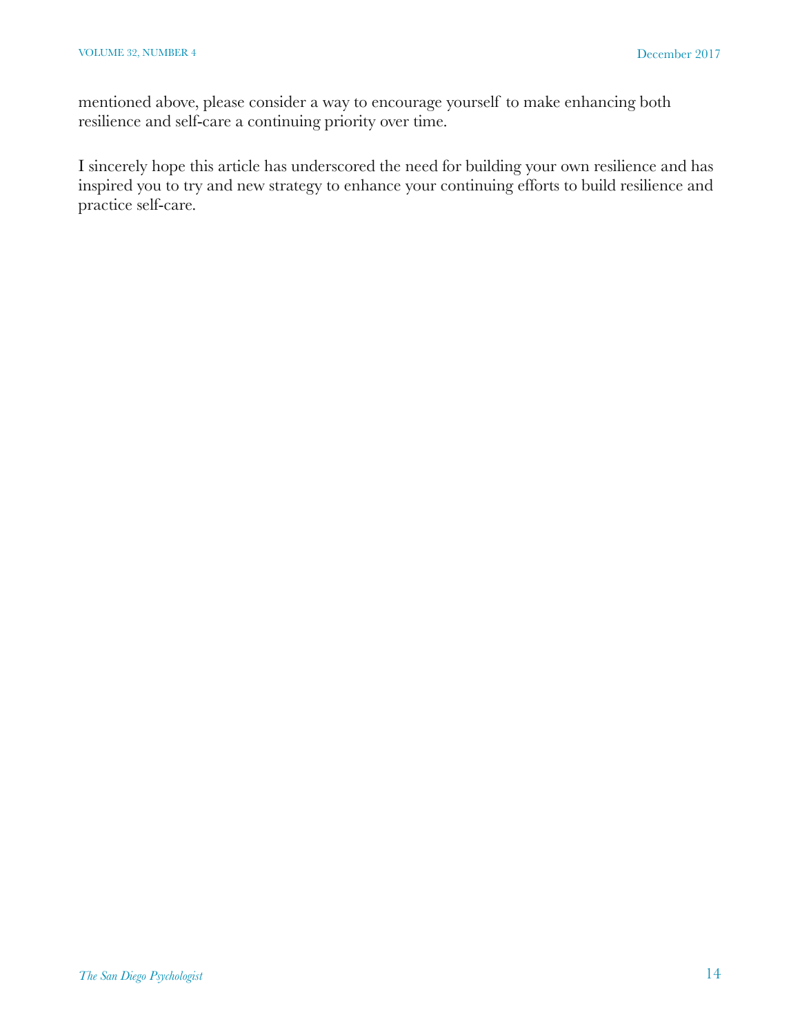mentioned above, please consider a way to encourage yourself to make enhancing both resilience and self-care a continuing priority over time.

I sincerely hope this article has underscored the need for building your own resilience and has inspired you to try and new strategy to enhance your continuing efforts to build resilience and practice self-care.